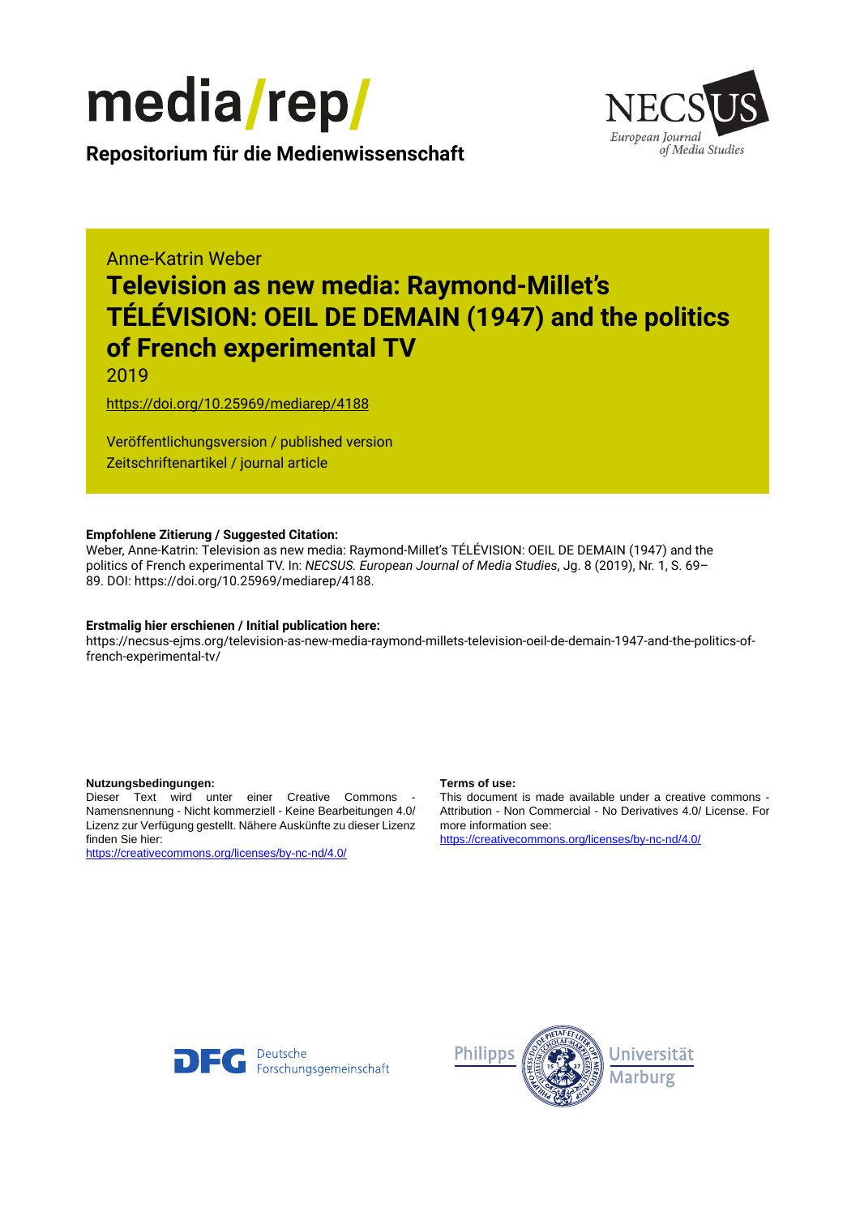media/rep/

**Repositorium für die Medienwissenschaft**

NECSUS European Journal of Media Studies

Anne-Katrin Weber

# Television as new media: Raymond-Millet's TÉLÉVISION: OEIL DE DEMAIN (1947) and the politics of French experimental TV

2019

https://doi.org/10.25969/mediarep/4188

Veröffentlichungsversion / published version
Zeitschriftenartikel / journal article

**Empfohlene Zitierung / Suggested Citation:**
Weber, Anne-Katrin: Television as new media: Raymond-Millet's TÉLÉVISION: OEIL DE DEMAIN (1947) and the politics of French experimental TV. In: *NECSUS. European Journal of Media Studies*, Jg. 8 (2019), Nr. 1, S. 69–89. DOI: https://doi.org/10.25969/mediarep/4188.

**Erstmalig hier erschienen / Initial publication here:**
https://necsus-ejms.org/television-as-new-media-raymond-millets-television-oeil-de-demain-1947-and-the-politics-of-french-experimental-tv/

**Nutzungsbedingungen:**
Dieser Text wird unter einer Creative Commons - Namensnennung - Nicht kommerziell - Keine Bearbeitungen 4.0/ Lizenz zur Verfügung gestellt. Nähere Auskünfte zu dieser Lizenz finden Sie hier:
https://creativecommons.org/licenses/by-nc-nd/4.0/

**Terms of use:**
This document is made available under a creative commons - Attribution - Non Commercial - No Derivatives 4.0/ License. For more information see:
https://creativecommons.org/licenses/by-nc-nd/4.0/

DFG Deutsche Forschungsgemeinschaft

Philipps Universität Marburg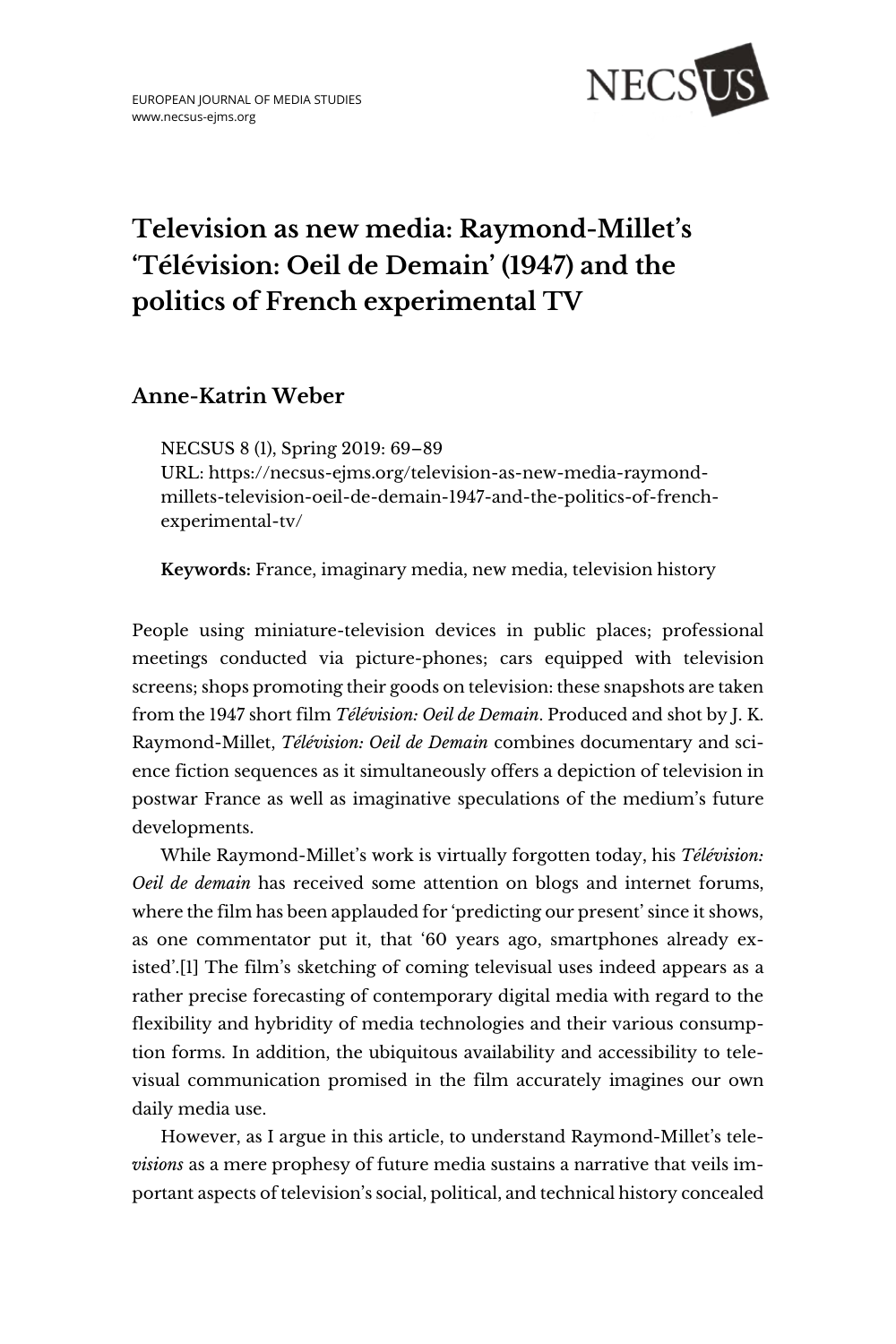# Television as new media: Raymond-Millet's 'Télévision: Oeil de Demain' (1947) and the politics of French experimental TV

## Anne-Katrin Weber

NECSUS 8 (1), Spring 2019: 69–89
URL: https://necsus-ejms.org/television-as-new-media-raymond-millets-television-oeil-de-demain-1947-and-the-politics-of-french-experimental-tv/

**Keywords:** France, imaginary media, new media, television history

People using miniature-television devices in public places; professional meetings conducted via picture-phones; cars equipped with television screens; shops promoting their goods on television: these snapshots are taken from the 1947 short film *Télévision: Oeil de Demain*. Produced and shot by J. K. Raymond-Millet, *Télévision: Oeil de Demain* combines documentary and science fiction sequences as it simultaneously offers a depiction of television in postwar France as well as imaginative speculations of the medium's future developments.

While Raymond-Millet's work is virtually forgotten today, his *Télévision: Oeil de demain* has received some attention on blogs and internet forums, where the film has been applauded for 'predicting our present' since it shows, as one commentator put it, that '60 years ago, smartphones already existed'.[1] The film's sketching of coming televisual uses indeed appears as a rather precise forecasting of contemporary digital media with regard to the flexibility and hybridity of media technologies and their various consumption forms. In addition, the ubiquitous availability and accessibility to televisual communication promised in the film accurately imagines our own daily media use.

However, as I argue in this article, to understand Raymond-Millet's tele*visions* as a mere prophesy of future media sustains a narrative that veils important aspects of television's social, political, and technical history concealed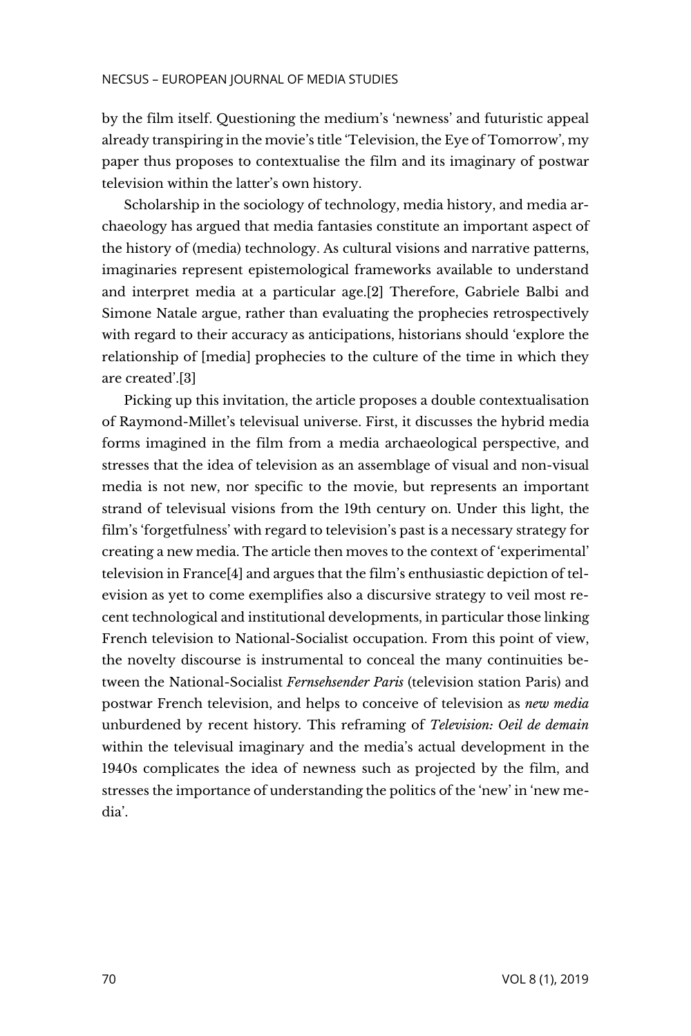by the film itself. Questioning the medium's 'newness' and futuristic appeal already transpiring in the movie's title 'Television, the Eye of Tomorrow', my paper thus proposes to contextualise the film and its imaginary of postwar television within the latter's own history.

Scholarship in the sociology of technology, media history, and media archaeology has argued that media fantasies constitute an important aspect of the history of (media) technology. As cultural visions and narrative patterns, imaginaries represent epistemological frameworks available to understand and interpret media at a particular age.[2] Therefore, Gabriele Balbi and Simone Natale argue, rather than evaluating the prophecies retrospectively with regard to their accuracy as anticipations, historians should 'explore the relationship of [media] prophecies to the culture of the time in which they are created'.[3]

Picking up this invitation, the article proposes a double contextualisation of Raymond-Millet's televisual universe. First, it discusses the hybrid media forms imagined in the film from a media archaeological perspective, and stresses that the idea of television as an assemblage of visual and non-visual media is not new, nor specific to the movie, but represents an important strand of televisual visions from the 19th century on. Under this light, the film's 'forgetfulness' with regard to television's past is a necessary strategy for creating a new media. The article then moves to the context of 'experimental' television in France[4] and argues that the film's enthusiastic depiction of television as yet to come exemplifies also a discursive strategy to veil most recent technological and institutional developments, in particular those linking French television to National-Socialist occupation. From this point of view, the novelty discourse is instrumental to conceal the many continuities between the National-Socialist *Fernsehsender Paris* (television station Paris) and postwar French television, and helps to conceive of television as *new media* unburdened by recent history. This reframing of *Television: Oeil de demain* within the televisual imaginary and the media's actual development in the 1940s complicates the idea of newness such as projected by the film, and stresses the importance of understanding the politics of the 'new' in 'new media'.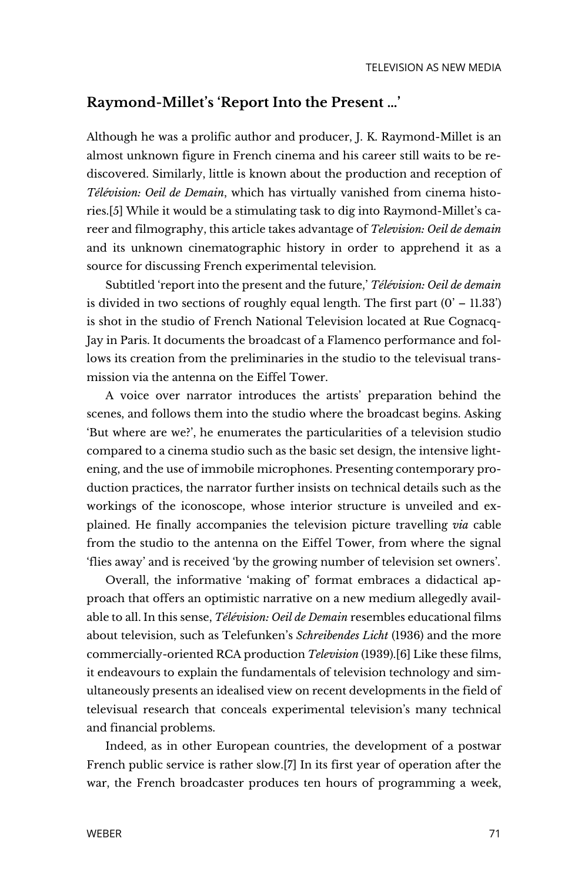## Raymond-Millet's 'Report Into the Present …'

Although he was a prolific author and producer, J. K. Raymond-Millet is an almost unknown figure in French cinema and his career still waits to be rediscovered. Similarly, little is known about the production and reception of *Télévision: Oeil de Demain*, which has virtually vanished from cinema histories.[5] While it would be a stimulating task to dig into Raymond-Millet's career and filmography, this article takes advantage of *Television: Oeil de demain* and its unknown cinematographic history in order to apprehend it as a source for discussing French experimental television.

Subtitled 'report into the present and the future,' *Télévision: Oeil de demain* is divided in two sections of roughly equal length. The first part (0' – 11.33') is shot in the studio of French National Television located at Rue Cognacq-Jay in Paris. It documents the broadcast of a Flamenco performance and follows its creation from the preliminaries in the studio to the televisual transmission via the antenna on the Eiffel Tower.

A voice over narrator introduces the artists' preparation behind the scenes, and follows them into the studio where the broadcast begins. Asking 'But where are we?', he enumerates the particularities of a television studio compared to a cinema studio such as the basic set design, the intensive lightening, and the use of immobile microphones. Presenting contemporary production practices, the narrator further insists on technical details such as the workings of the iconoscope, whose interior structure is unveiled and explained. He finally accompanies the television picture travelling *via* cable from the studio to the antenna on the Eiffel Tower, from where the signal 'flies away' and is received 'by the growing number of television set owners'.

Overall, the informative 'making of' format embraces a didactical approach that offers an optimistic narrative on a new medium allegedly available to all. In this sense, *Télévision: Oeil de Demain* resembles educational films about television, such as Telefunken's *Schreibendes Licht* (1936) and the more commercially-oriented RCA production *Television* (1939).[6] Like these films, it endeavours to explain the fundamentals of television technology and simultaneously presents an idealised view on recent developments in the field of televisual research that conceals experimental television's many technical and financial problems.

Indeed, as in other European countries, the development of a postwar French public service is rather slow.[7] In its first year of operation after the war, the French broadcaster produces ten hours of programming a week,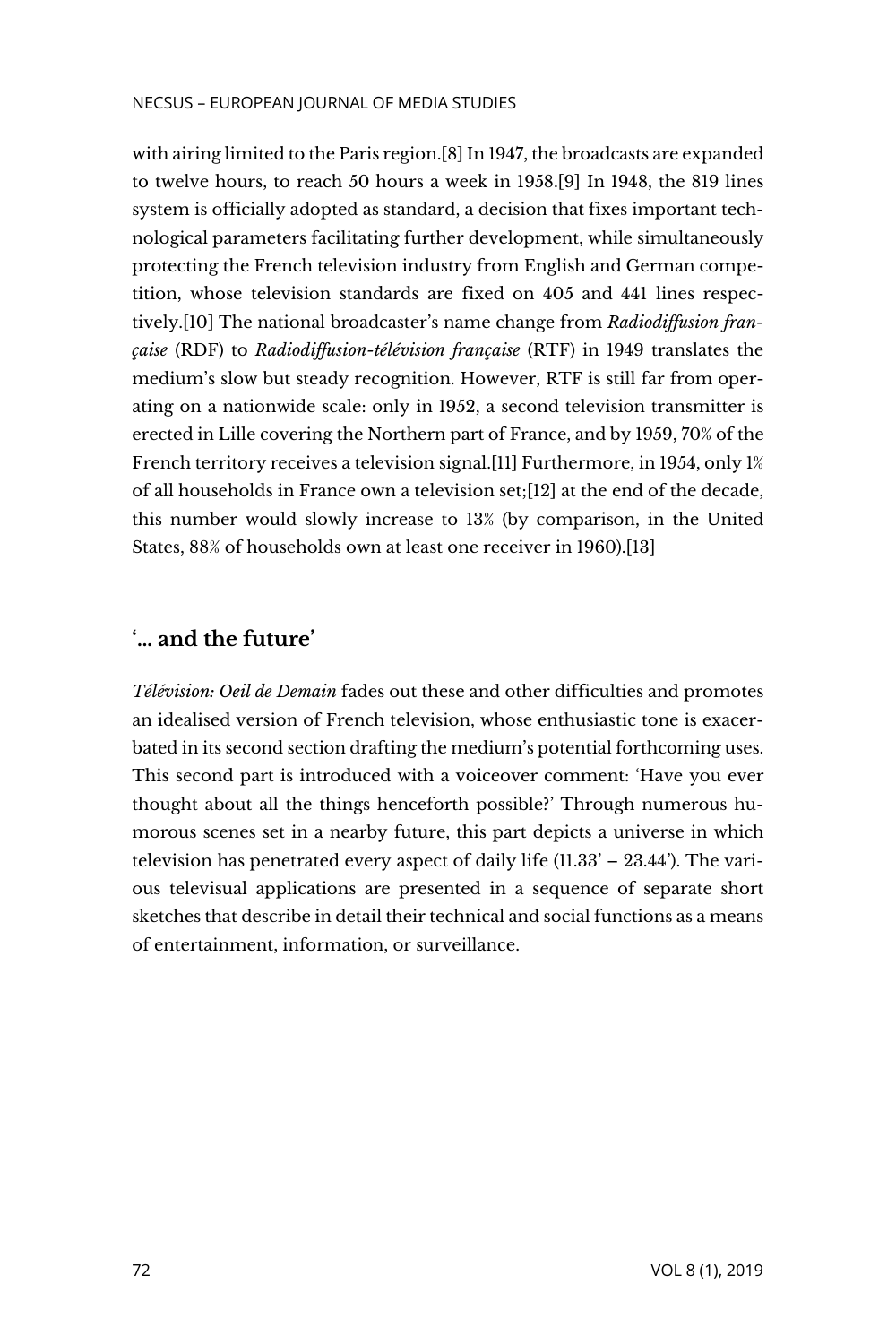with airing limited to the Paris region.[8] In 1947, the broadcasts are expanded to twelve hours, to reach 50 hours a week in 1958.[9] In 1948, the 819 lines system is officially adopted as standard, a decision that fixes important technological parameters facilitating further development, while simultaneously protecting the French television industry from English and German competition, whose television standards are fixed on 405 and 441 lines respectively.[10] The national broadcaster's name change from *Radiodiffusion française* (RDF) to *Radiodiffusion-télévision française* (RTF) in 1949 translates the medium's slow but steady recognition. However, RTF is still far from operating on a nationwide scale: only in 1952, a second television transmitter is erected in Lille covering the Northern part of France, and by 1959, 70% of the French territory receives a television signal.[11] Furthermore, in 1954, only 1% of all households in France own a television set;[12] at the end of the decade, this number would slowly increase to 13% (by comparison, in the United States, 88% of households own at least one receiver in 1960).[13]

## '… and the future'

*Télévision: Oeil de Demain* fades out these and other difficulties and promotes an idealised version of French television, whose enthusiastic tone is exacerbated in its second section drafting the medium's potential forthcoming uses. This second part is introduced with a voiceover comment: 'Have you ever thought about all the things henceforth possible?' Through numerous humorous scenes set in a nearby future, this part depicts a universe in which television has penetrated every aspect of daily life (11.33' – 23.44'). The various televisual applications are presented in a sequence of separate short sketches that describe in detail their technical and social functions as a means of entertainment, information, or surveillance.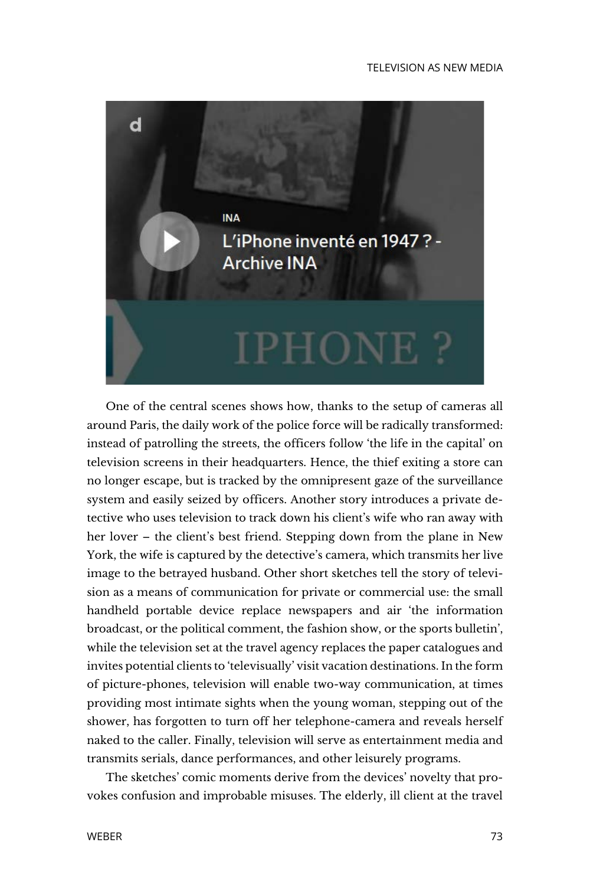One of the central scenes shows how, thanks to the setup of cameras all around Paris, the daily work of the police force will be radically transformed: instead of patrolling the streets, the officers follow 'the life in the capital' on television screens in their headquarters. Hence, the thief exiting a store can no longer escape, but is tracked by the omnipresent gaze of the surveillance system and easily seized by officers. Another story introduces a private detective who uses television to track down his client's wife who ran away with her lover – the client's best friend. Stepping down from the plane in New York, the wife is captured by the detective's camera, which transmits her live image to the betrayed husband. Other short sketches tell the story of television as a means of communication for private or commercial use: the small handheld portable device replace newspapers and air 'the information broadcast, or the political comment, the fashion show, or the sports bulletin', while the television set at the travel agency replaces the paper catalogues and invites potential clients to 'televisually' visit vacation destinations. In the form of picture-phones, television will enable two-way communication, at times providing most intimate sights when the young woman, stepping out of the shower, has forgotten to turn off her telephone-camera and reveals herself naked to the caller. Finally, television will serve as entertainment media and transmits serials, dance performances, and other leisurely programs.

The sketches' comic moments derive from the devices' novelty that provokes confusion and improbable misuses. The elderly, ill client at the travel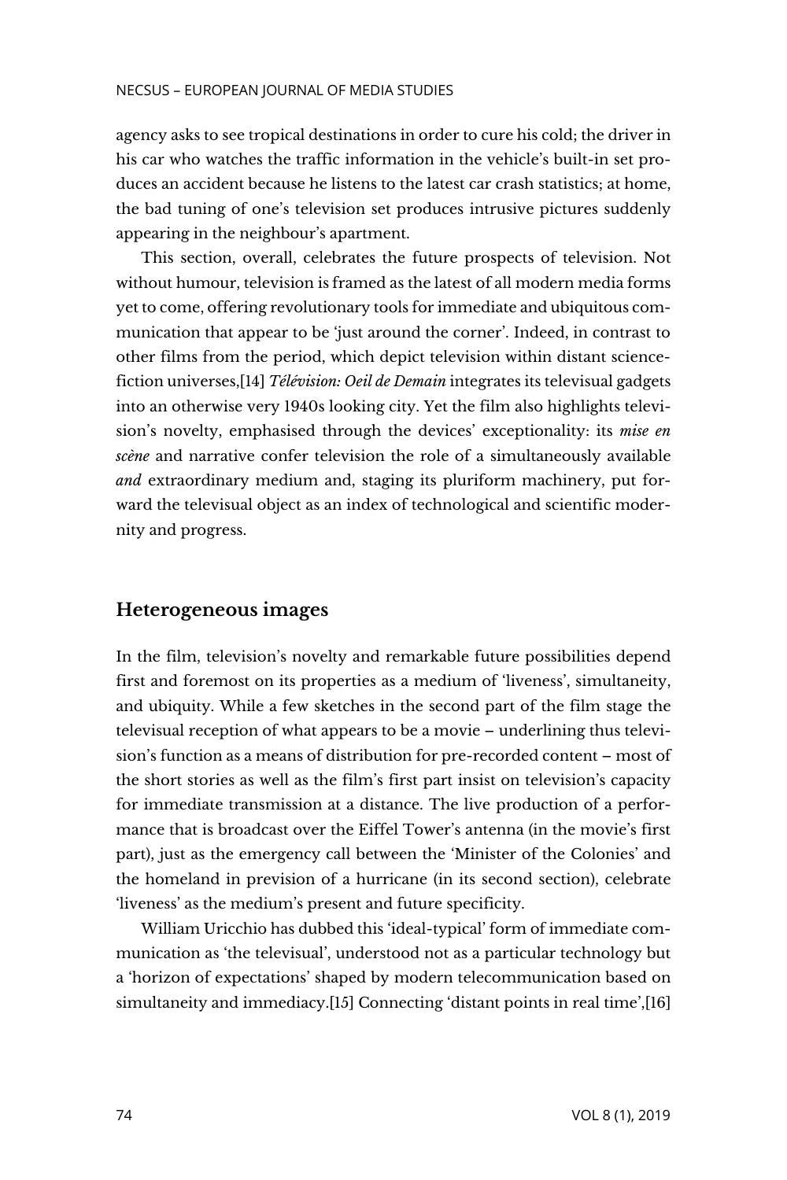agency asks to see tropical destinations in order to cure his cold; the driver in his car who watches the traffic information in the vehicle's built-in set produces an accident because he listens to the latest car crash statistics; at home, the bad tuning of one's television set produces intrusive pictures suddenly appearing in the neighbour's apartment.

This section, overall, celebrates the future prospects of television. Not without humour, television is framed as the latest of all modern media forms yet to come, offering revolutionary tools for immediate and ubiquitous communication that appear to be 'just around the corner'. Indeed, in contrast to other films from the period, which depict television within distant science-fiction universes,[14] *Télévision: Oeil de Demain* integrates its televisual gadgets into an otherwise very 1940s looking city. Yet the film also highlights television's novelty, emphasised through the devices' exceptionality: its *mise en scène* and narrative confer television the role of a simultaneously available *and* extraordinary medium and, staging its pluriform machinery, put forward the televisual object as an index of technological and scientific modernity and progress.

## Heterogeneous images

In the film, television's novelty and remarkable future possibilities depend first and foremost on its properties as a medium of 'liveness', simultaneity, and ubiquity. While a few sketches in the second part of the film stage the televisual reception of what appears to be a movie – underlining thus television's function as a means of distribution for pre-recorded content – most of the short stories as well as the film's first part insist on television's capacity for immediate transmission at a distance. The live production of a performance that is broadcast over the Eiffel Tower's antenna (in the movie's first part), just as the emergency call between the 'Minister of the Colonies' and the homeland in prevision of a hurricane (in its second section), celebrate 'liveness' as the medium's present and future specificity.

William Uricchio has dubbed this 'ideal-typical' form of immediate communication as 'the televisual', understood not as a particular technology but a 'horizon of expectations' shaped by modern telecommunication based on simultaneity and immediacy.[15] Connecting 'distant points in real time',[16]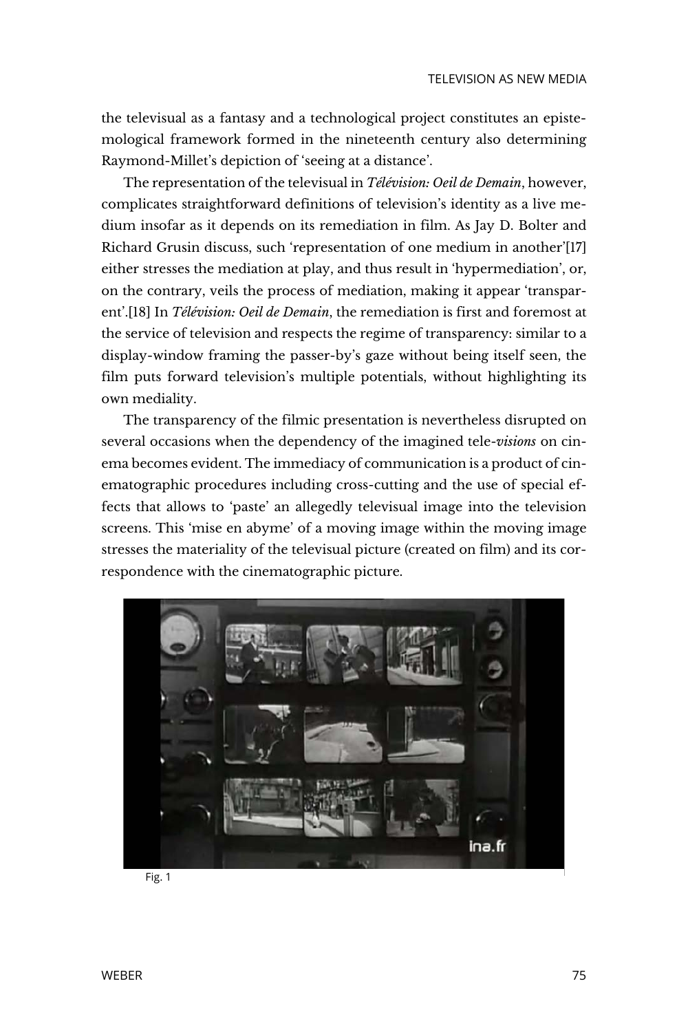the televisual as a fantasy and a technological project constitutes an epistemological framework formed in the nineteenth century also determining Raymond-Millet's depiction of 'seeing at a distance'.

The representation of the televisual in *Télévision: Oeil de Demain*, however, complicates straightforward definitions of television's identity as a live medium insofar as it depends on its remediation in film. As Jay D. Bolter and Richard Grusin discuss, such 'representation of one medium in another'[17] either stresses the mediation at play, and thus result in 'hypermediation', or, on the contrary, veils the process of mediation, making it appear 'transparent'.[18] In *Télévision: Oeil de Demain*, the remediation is first and foremost at the service of television and respects the regime of transparency: similar to a display-window framing the passer-by's gaze without being itself seen, the film puts forward television's multiple potentials, without highlighting its own mediality.

The transparency of the filmic presentation is nevertheless disrupted on several occasions when the dependency of the imagined tele-*visions* on cinema becomes evident. The immediacy of communication is a product of cinematographic procedures including cross-cutting and the use of special effects that allows to 'paste' an allegedly televisual image into the television screens. This 'mise en abyme' of a moving image within the moving image stresses the materiality of the televisual picture (created on film) and its correspondence with the cinematographic picture.

Fig. 1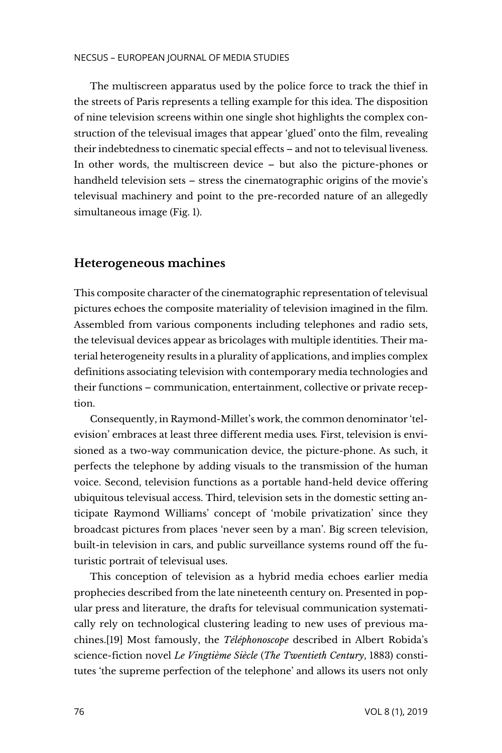The multiscreen apparatus used by the police force to track the thief in the streets of Paris represents a telling example for this idea. The disposition of nine television screens within one single shot highlights the complex construction of the televisual images that appear 'glued' onto the film, revealing their indebtedness to cinematic special effects – and not to televisual liveness. In other words, the multiscreen device – but also the picture-phones or handheld television sets – stress the cinematographic origins of the movie's televisual machinery and point to the pre-recorded nature of an allegedly simultaneous image (Fig. 1).

## Heterogeneous machines

This composite character of the cinematographic representation of televisual pictures echoes the composite materiality of television imagined in the film. Assembled from various components including telephones and radio sets, the televisual devices appear as bricolages with multiple identities. Their material heterogeneity results in a plurality of applications, and implies complex definitions associating television with contemporary media technologies and their functions – communication, entertainment, collective or private reception.

Consequently, in Raymond-Millet's work, the common denominator 'television' embraces at least three different media uses*.* First, television is envisioned as a two-way communication device, the picture-phone. As such, it perfects the telephone by adding visuals to the transmission of the human voice. Second, television functions as a portable hand-held device offering ubiquitous televisual access. Third, television sets in the domestic setting anticipate Raymond Williams' concept of 'mobile privatization' since they broadcast pictures from places 'never seen by a man'. Big screen television, built-in television in cars, and public surveillance systems round off the futuristic portrait of televisual uses.

This conception of television as a hybrid media echoes earlier media prophecies described from the late nineteenth century on. Presented in popular press and literature, the drafts for televisual communication systematically rely on technological clustering leading to new uses of previous machines.[19] Most famously, the ***Téléphonoscope*** described in Albert Robida's science-fiction novel *Le Vingtième Siècle* (*The Twentieth Century*, 1883) constitutes 'the supreme perfection of the telephone' and allows its users not only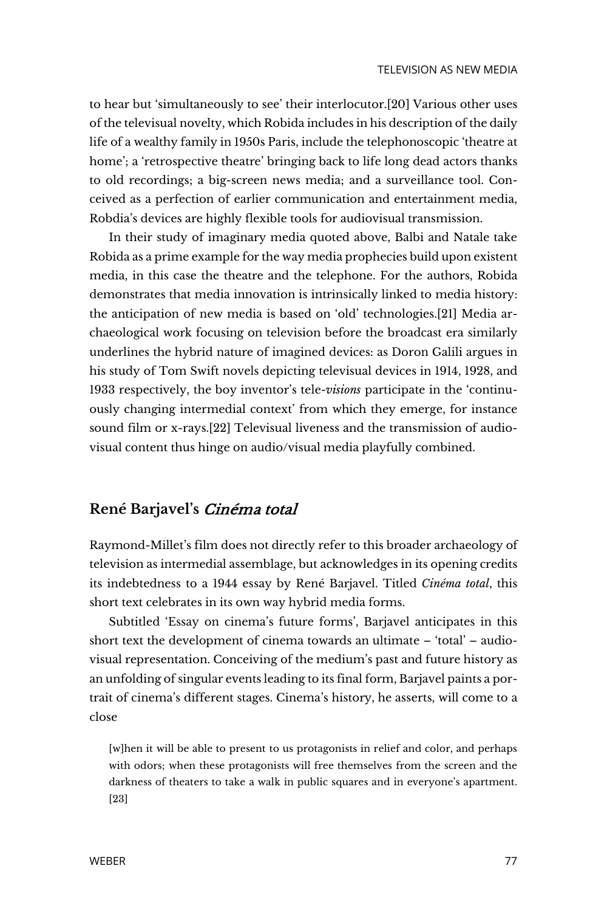to hear but 'simultaneously to see' their interlocutor.[20] Various other uses of the televisual novelty, which Robida includes in his description of the daily life of a wealthy family in 1950s Paris, include the telephonoscopic 'theatre at home'; a 'retrospective theatre' bringing back to life long dead actors thanks to old recordings; a big-screen news media; and a surveillance tool. Conceived as a perfection of earlier communication and entertainment media, Robdia's devices are highly flexible tools for audiovisual transmission.

In their study of imaginary media quoted above, Balbi and Natale take Robida as a prime example for the way media prophecies build upon existent media, in this case the theatre and the telephone. For the authors, Robida demonstrates that media innovation is intrinsically linked to media history: the anticipation of new media is based on 'old' technologies.[21] Media archaeological work focusing on television before the broadcast era similarly underlines the hybrid nature of imagined devices: as Doron Galili argues in his study of Tom Swift novels depicting televisual devices in 1914, 1928, and 1933 respectively, the boy inventor's tele-*visions* participate in the 'continuously changing intermedial context' from which they emerge, for instance sound film or x-rays.[22] Televisual liveness and the transmission of audiovisual content thus hinge on audio/visual media playfully combined.

## René Barjavel's *Cinéma total*

Raymond-Millet's film does not directly refer to this broader archaeology of television as intermedial assemblage, but acknowledges in its opening credits its indebtedness to a 1944 essay by René Barjavel. Titled *Cinéma total*, this short text celebrates in its own way hybrid media forms.

Subtitled 'Essay on cinema's future forms', Barjavel anticipates in this short text the development of cinema towards an ultimate – 'total' – audiovisual representation. Conceiving of the medium's past and future history as an unfolding of singular events leading to its final form, Barjavel paints a portrait of cinema's different stages. Cinema's history, he asserts, will come to a close

> [w]hen it will be able to present to us protagonists in relief and color, and perhaps with odors; when these protagonists will free themselves from the screen and the darkness of theaters to take a walk in public squares and in everyone's apartment.[23]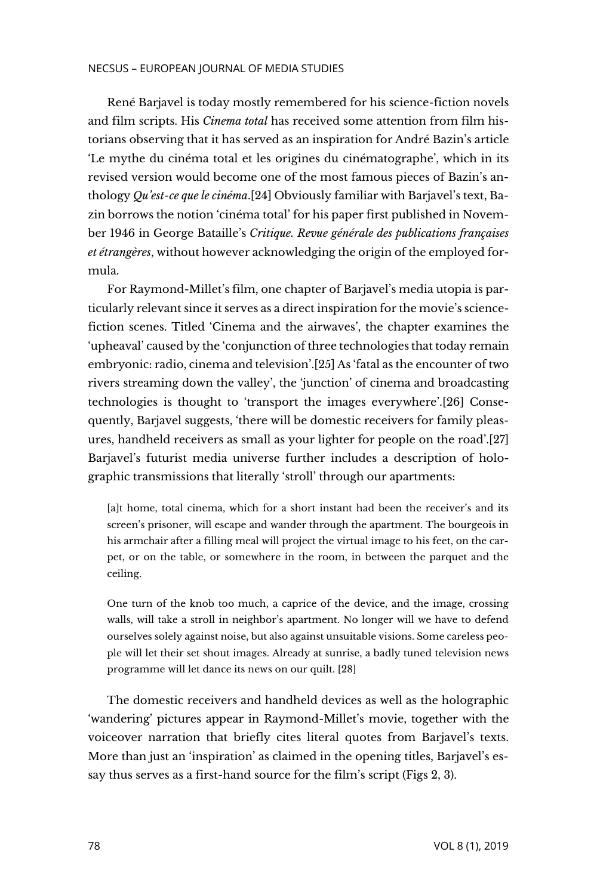René Barjavel is today mostly remembered for his science-fiction novels and film scripts. His *Cinema total* has received some attention from film historians observing that it has served as an inspiration for André Bazin's article 'Le mythe du cinéma total et les origines du cinématographe', which in its revised version would become one of the most famous pieces of Bazin's anthology *Qu'est-ce que le cinéma*.[24] Obviously familiar with Barjavel's text, Bazin borrows the notion 'cinéma total' for his paper first published in November 1946 in George Bataille's *Critique. Revue générale des publications françaises et étrangères*, without however acknowledging the origin of the employed formula.

For Raymond-Millet's film, one chapter of Barjavel's media utopia is particularly relevant since it serves as a direct inspiration for the movie's science-fiction scenes. Titled 'Cinema and the airwaves', the chapter examines the 'upheaval' caused by the 'conjunction of three technologies that today remain embryonic: radio, cinema and television'.[25] As 'fatal as the encounter of two rivers streaming down the valley', the 'junction' of cinema and broadcasting technologies is thought to 'transport the images everywhere'.[26] Consequently, Barjavel suggests, 'there will be domestic receivers for family pleasures, handheld receivers as small as your lighter for people on the road'.[27] Barjavel's futurist media universe further includes a description of holographic transmissions that literally 'stroll' through our apartments:

> [a]t home, total cinema, which for a short instant had been the receiver's and its screen's prisoner, will escape and wander through the apartment. The bourgeois in his armchair after a filling meal will project the virtual image to his feet, on the carpet, or on the table, or somewhere in the room, in between the parquet and the ceiling.
>
> One turn of the knob too much, a caprice of the device, and the image, crossing walls, will take a stroll in neighbor's apartment. No longer will we have to defend ourselves solely against noise, but also against unsuitable visions. Some careless people will let their set shout images. Already at sunrise, a badly tuned television news programme will let dance its news on our quilt. [28]

The domestic receivers and handheld devices as well as the holographic 'wandering' pictures appear in Raymond-Millet's movie, together with the voiceover narration that briefly cites literal quotes from Barjavel's texts. More than just an 'inspiration' as claimed in the opening titles, Barjavel's essay thus serves as a first-hand source for the film's script (Figs 2, 3).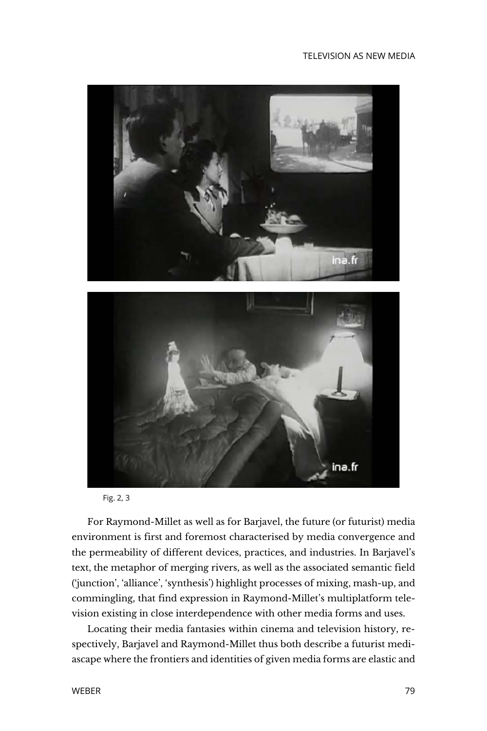Fig. 2, 3

For Raymond-Millet as well as for Barjavel, the future (or futurist) media environment is first and foremost characterised by media convergence and the permeability of different devices, practices, and industries. In Barjavel's text, the metaphor of merging rivers, as well as the associated semantic field ('junction', 'alliance', 'synthesis') highlight processes of mixing, mash-up, and commingling, that find expression in Raymond-Millet's multiplatform television existing in close interdependence with other media forms and uses.

Locating their media fantasies within cinema and television history, respectively, Barjavel and Raymond-Millet thus both describe a futurist mediascape where the frontiers and identities of given media forms are elastic and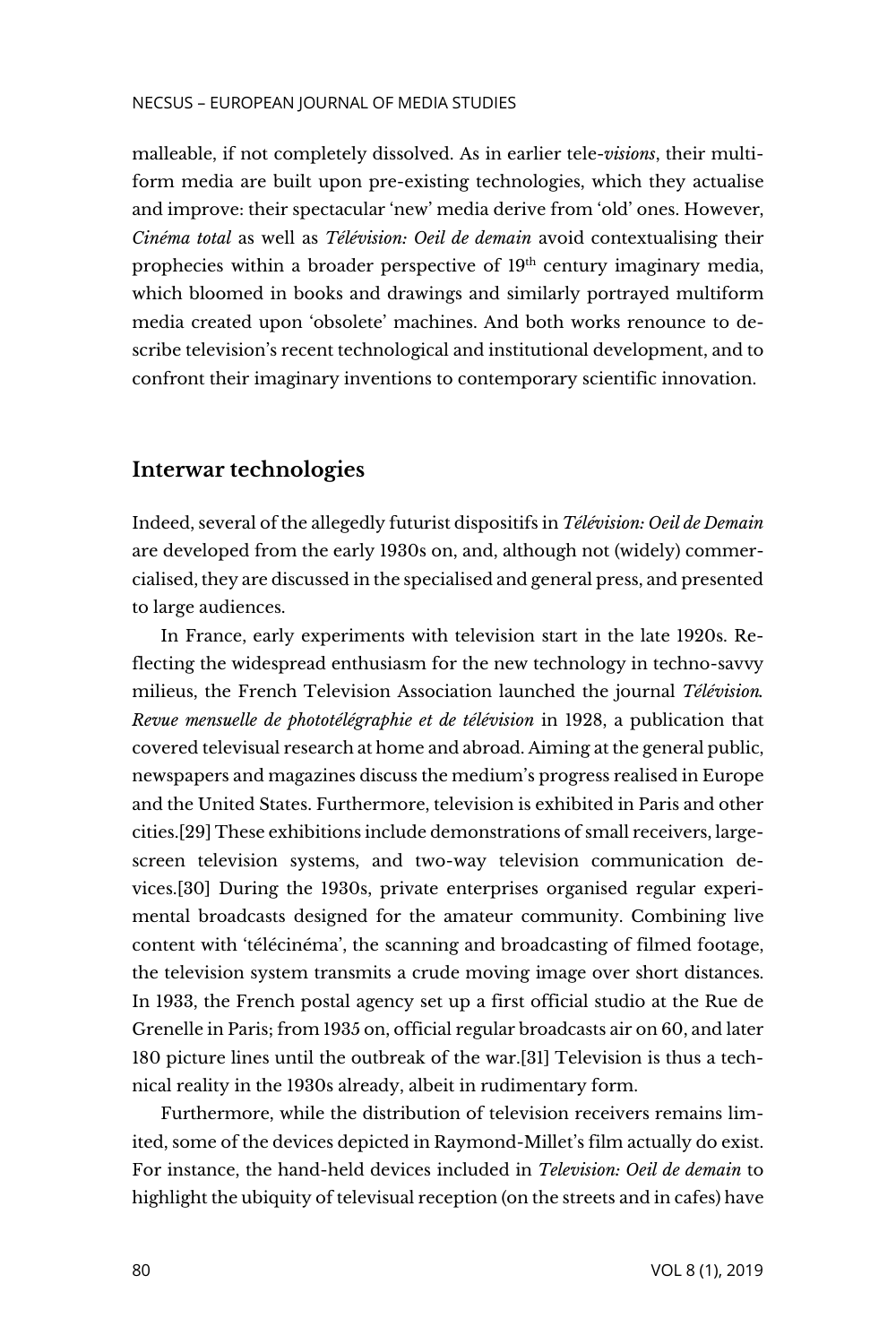malleable, if not completely dissolved. As in earlier tele-*visions*, their multiform media are built upon pre-existing technologies, which they actualise and improve: their spectacular 'new' media derive from 'old' ones. However, *Cinéma total* as well as *Télévision: Oeil de demain* avoid contextualising their prophecies within a broader perspective of 19th century imaginary media, which bloomed in books and drawings and similarly portrayed multiform media created upon 'obsolete' machines. And both works renounce to describe television's recent technological and institutional development, and to confront their imaginary inventions to contemporary scientific innovation.

## Interwar technologies

Indeed, several of the allegedly futurist dispositifs in *Télévision: Oeil de Demain* are developed from the early 1930s on, and, although not (widely) commercialised, they are discussed in the specialised and general press, and presented to large audiences.

In France, early experiments with television start in the late 1920s. Reflecting the widespread enthusiasm for the new technology in techno-savvy milieus, the French Television Association launched the journal *Télévision. Revue mensuelle de phototélégraphie et de télévision* in 1928, a publication that covered televisual research at home and abroad. Aiming at the general public, newspapers and magazines discuss the medium's progress realised in Europe and the United States. Furthermore, television is exhibited in Paris and other cities.[29] These exhibitions include demonstrations of small receivers, large-screen television systems, and two-way television communication devices.[30] During the 1930s, private enterprises organised regular experimental broadcasts designed for the amateur community. Combining live content with 'télécinéma', the scanning and broadcasting of filmed footage, the television system transmits a crude moving image over short distances. In 1933, the French postal agency set up a first official studio at the Rue de Grenelle in Paris; from 1935 on, official regular broadcasts air on 60, and later 180 picture lines until the outbreak of the war.[31] Television is thus a technical reality in the 1930s already, albeit in rudimentary form.

Furthermore, while the distribution of television receivers remains limited, some of the devices depicted in Raymond-Millet's film actually do exist. For instance, the hand-held devices included in *Television: Oeil de demain* to highlight the ubiquity of televisual reception (on the streets and in cafes) have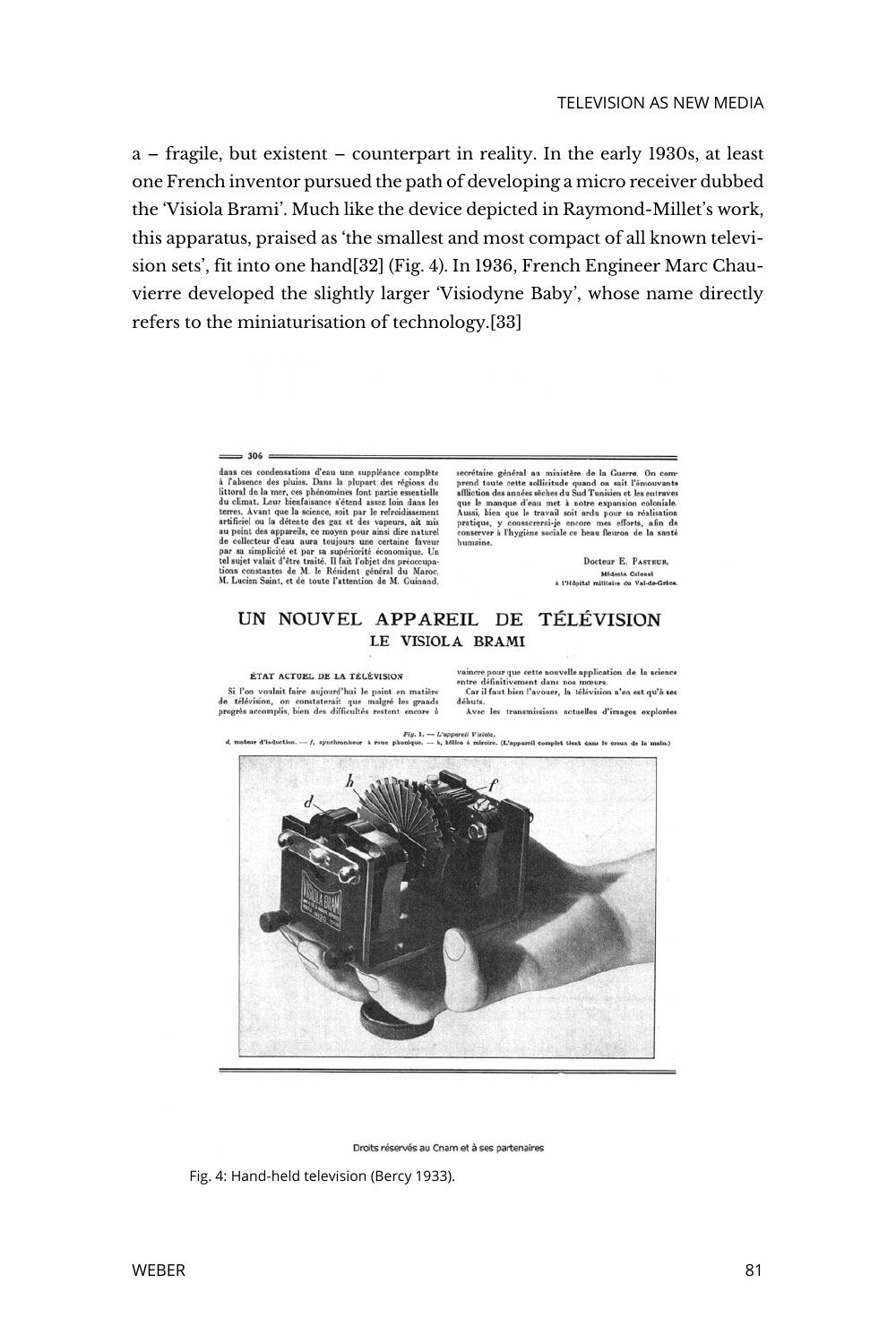a – fragile, but existent – counterpart in reality. In the early 1930s, at least one French inventor pursued the path of developing a micro receiver dubbed the 'Visiola Brami'. Much like the device depicted in Raymond-Millet's work, this apparatus, praised as 'the smallest and most compact of all known television sets', fit into one hand[32] (Fig. 4). In 1936, French Engineer Marc Chauvierre developed the slightly larger 'Visiodyne Baby', whose name directly refers to the miniaturisation of technology.[33]

Fig. 4: Hand-held television (Bercy 1933).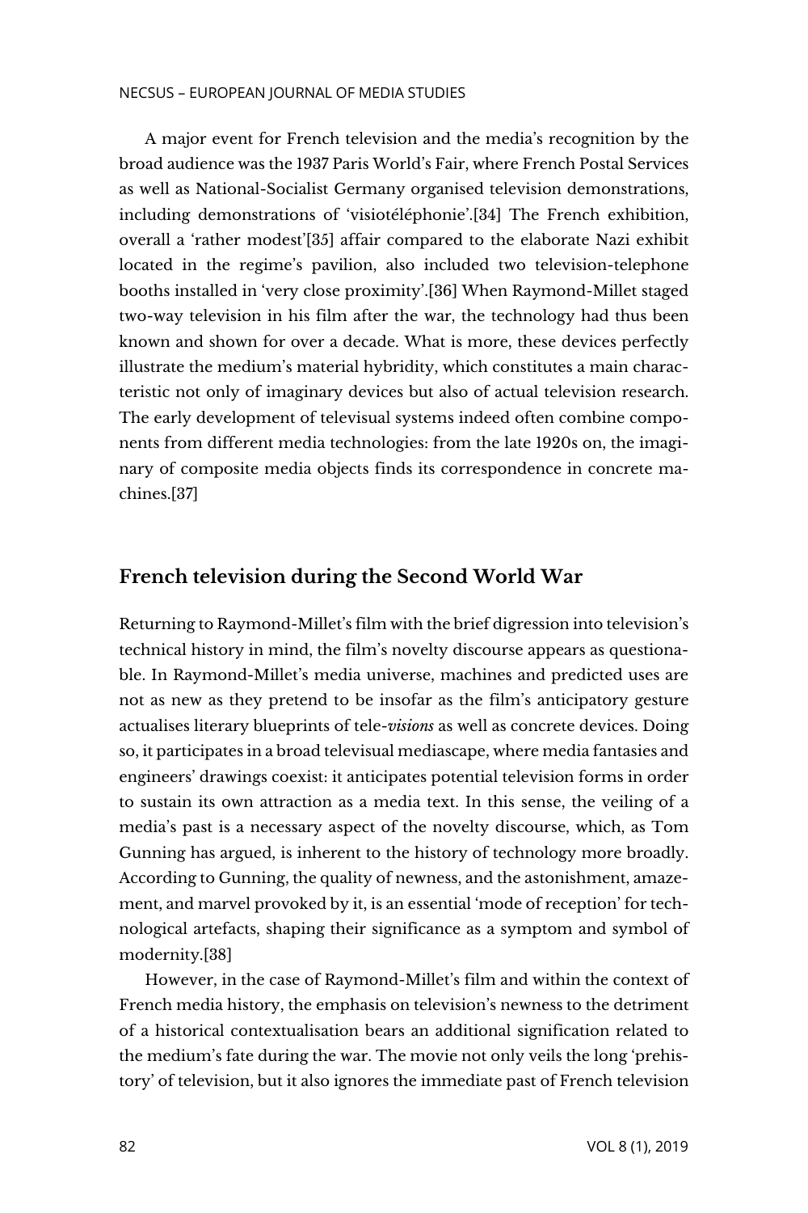A major event for French television and the media's recognition by the broad audience was the 1937 Paris World's Fair, where French Postal Services as well as National-Socialist Germany organised television demonstrations, including demonstrations of 'visiotéléphonie'.[34] The French exhibition, overall a 'rather modest'[35] affair compared to the elaborate Nazi exhibit located in the regime's pavilion, also included two television-telephone booths installed in 'very close proximity'.[36] When Raymond-Millet staged two-way television in his film after the war, the technology had thus been known and shown for over a decade. What is more, these devices perfectly illustrate the medium's material hybridity, which constitutes a main characteristic not only of imaginary devices but also of actual television research. The early development of televisual systems indeed often combine components from different media technologies: from the late 1920s on, the imaginary of composite media objects finds its correspondence in concrete machines.[37]

## French television during the Second World War

Returning to Raymond-Millet's film with the brief digression into television's technical history in mind, the film's novelty discourse appears as questionable. In Raymond-Millet's media universe, machines and predicted uses are not as new as they pretend to be insofar as the film's anticipatory gesture actualises literary blueprints of tele-*visions* as well as concrete devices. Doing so, it participates in a broad televisual mediascape, where media fantasies and engineers' drawings coexist: it anticipates potential television forms in order to sustain its own attraction as a media text. In this sense, the veiling of a media's past is a necessary aspect of the novelty discourse, which, as Tom Gunning has argued, is inherent to the history of technology more broadly. According to Gunning, the quality of newness, and the astonishment, amazement, and marvel provoked by it, is an essential 'mode of reception' for technological artefacts, shaping their significance as a symptom and symbol of modernity.[38]

However, in the case of Raymond-Millet's film and within the context of French media history, the emphasis on television's newness to the detriment of a historical contextualisation bears an additional signification related to the medium's fate during the war. The movie not only veils the long 'prehistory' of television, but it also ignores the immediate past of French television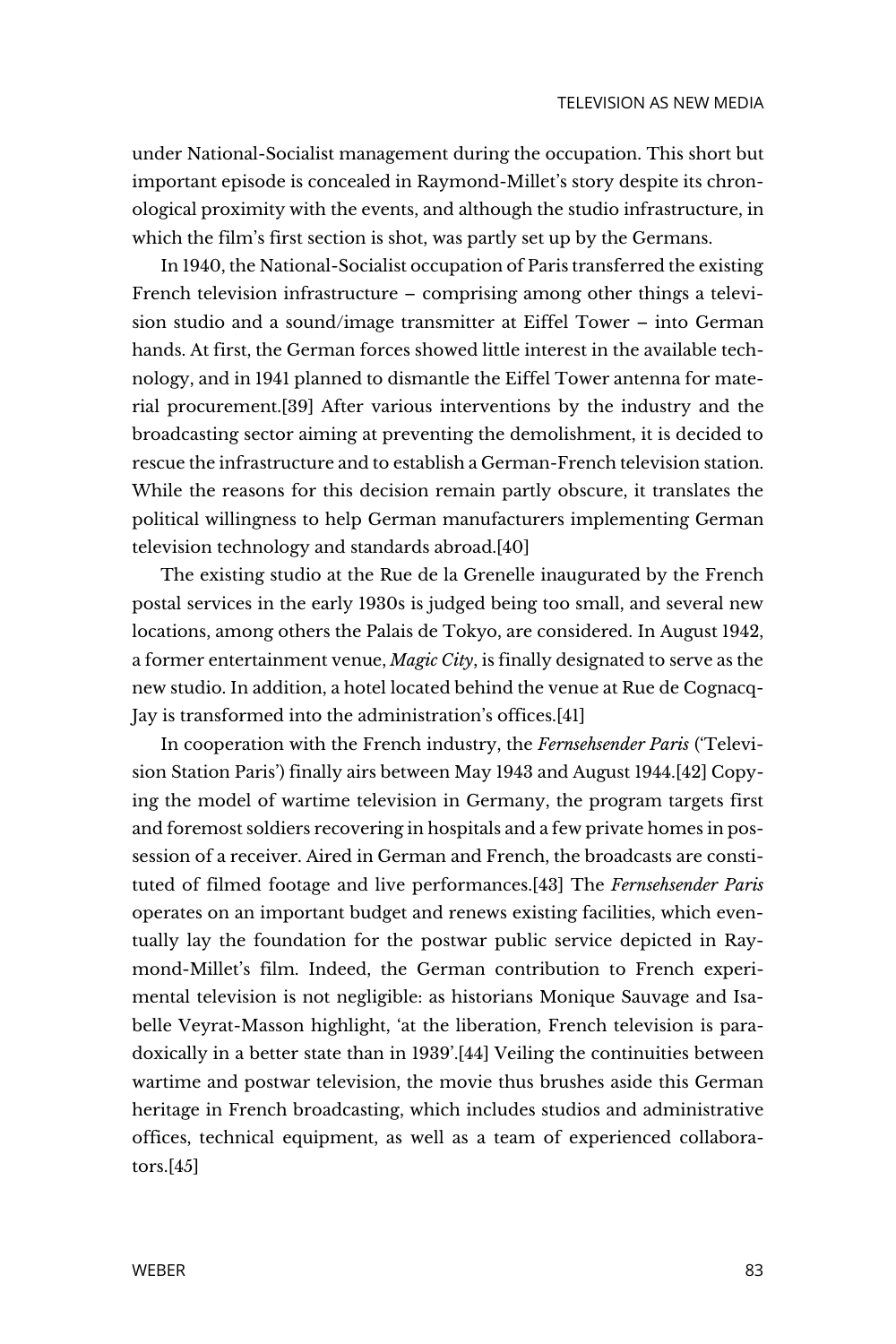under National-Socialist management during the occupation. This short but important episode is concealed in Raymond-Millet's story despite its chronological proximity with the events, and although the studio infrastructure, in which the film's first section is shot, was partly set up by the Germans.

In 1940, the National-Socialist occupation of Paris transferred the existing French television infrastructure – comprising among other things a television studio and a sound/image transmitter at Eiffel Tower – into German hands. At first, the German forces showed little interest in the available technology, and in 1941 planned to dismantle the Eiffel Tower antenna for material procurement.[39] After various interventions by the industry and the broadcasting sector aiming at preventing the demolishment, it is decided to rescue the infrastructure and to establish a German-French television station. While the reasons for this decision remain partly obscure, it translates the political willingness to help German manufacturers implementing German television technology and standards abroad.[40]

The existing studio at the Rue de la Grenelle inaugurated by the French postal services in the early 1930s is judged being too small, and several new locations, among others the Palais de Tokyo, are considered. In August 1942, a former entertainment venue, *Magic City*, is finally designated to serve as the new studio. In addition, a hotel located behind the venue at Rue de Cognacq-Jay is transformed into the administration's offices.[41]

In cooperation with the French industry, the *Fernsehsender Paris* ('Television Station Paris') finally airs between May 1943 and August 1944.[42] Copying the model of wartime television in Germany, the program targets first and foremost soldiers recovering in hospitals and a few private homes in possession of a receiver. Aired in German and French, the broadcasts are constituted of filmed footage and live performances.[43] The *Fernsehsender Paris* operates on an important budget and renews existing facilities, which eventually lay the foundation for the postwar public service depicted in Raymond-Millet's film. Indeed, the German contribution to French experimental television is not negligible: as historians Monique Sauvage and Isabelle Veyrat-Masson highlight, 'at the liberation, French television is paradoxically in a better state than in 1939'.[44] Veiling the continuities between wartime and postwar television, the movie thus brushes aside this German heritage in French broadcasting, which includes studios and administrative offices, technical equipment, as well as a team of experienced collaborators.[45]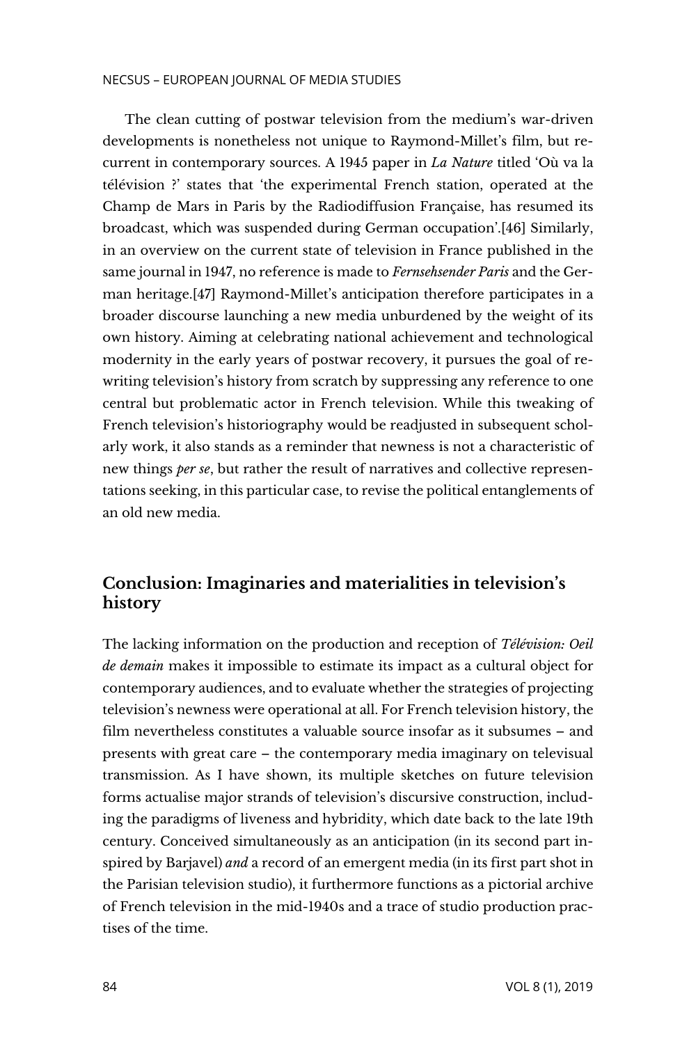The clean cutting of postwar television from the medium's war-driven developments is nonetheless not unique to Raymond-Millet's film, but recurrent in contemporary sources. A 1945 paper in *La Nature* titled 'Où va la télévision ?' states that 'the experimental French station, operated at the Champ de Mars in Paris by the Radiodiffusion Française, has resumed its broadcast, which was suspended during German occupation'.[46] Similarly, in an overview on the current state of television in France published in the same journal in 1947, no reference is made to *Fernsehsender Paris* and the German heritage.[47] Raymond-Millet's anticipation therefore participates in a broader discourse launching a new media unburdened by the weight of its own history. Aiming at celebrating national achievement and technological modernity in the early years of postwar recovery, it pursues the goal of rewriting television's history from scratch by suppressing any reference to one central but problematic actor in French television. While this tweaking of French television's historiography would be readjusted in subsequent scholarly work, it also stands as a reminder that newness is not a characteristic of new things *per se*, but rather the result of narratives and collective representations seeking, in this particular case, to revise the political entanglements of an old new media.

## Conclusion: Imaginaries and materialities in television's history

The lacking information on the production and reception of *Télévision: Oeil de demain* makes it impossible to estimate its impact as a cultural object for contemporary audiences, and to evaluate whether the strategies of projecting television's newness were operational at all. For French television history, the film nevertheless constitutes a valuable source insofar as it subsumes – and presents with great care – the contemporary media imaginary on televisual transmission. As I have shown, its multiple sketches on future television forms actualise major strands of television's discursive construction, including the paradigms of liveness and hybridity, which date back to the late 19th century. Conceived simultaneously as an anticipation (in its second part inspired by Barjavel) *and* a record of an emergent media (in its first part shot in the Parisian television studio), it furthermore functions as a pictorial archive of French television in the mid-1940s and a trace of studio production practises of the time.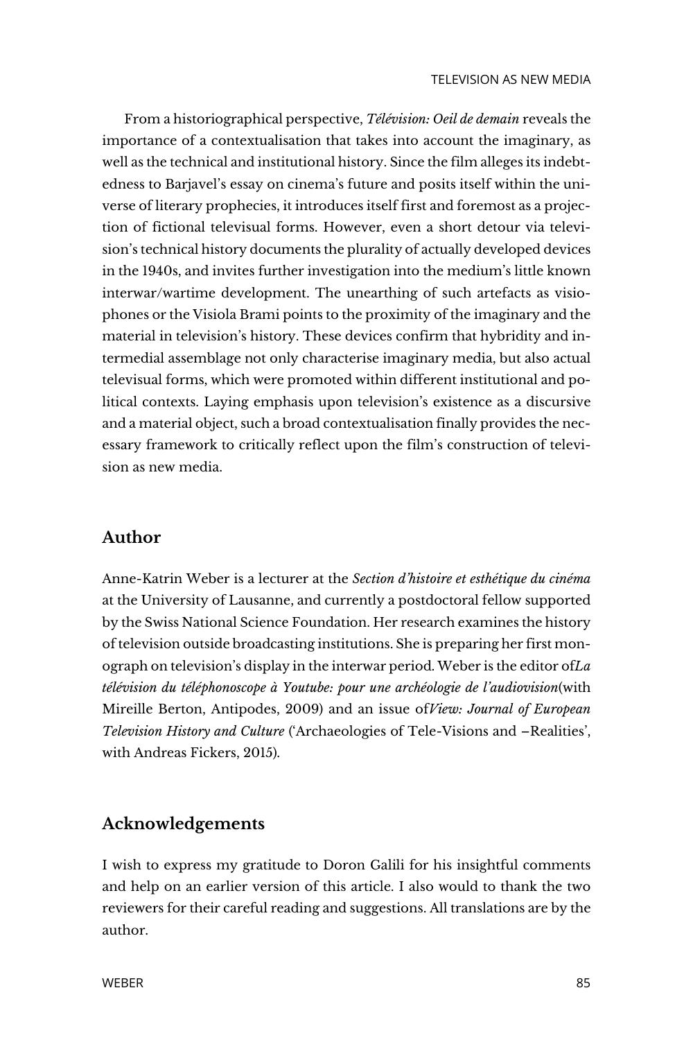From a historiographical perspective, *Télévision: Oeil de demain* reveals the importance of a contextualisation that takes into account the imaginary, as well as the technical and institutional history. Since the film alleges its indebtedness to Barjavel's essay on cinema's future and posits itself within the universe of literary prophecies, it introduces itself first and foremost as a projection of fictional televisual forms. However, even a short detour via television's technical history documents the plurality of actually developed devices in the 1940s, and invites further investigation into the medium's little known interwar/wartime development. The unearthing of such artefacts as visiophones or the Visiola Brami points to the proximity of the imaginary and the material in television's history. These devices confirm that hybridity and intermedial assemblage not only characterise imaginary media, but also actual televisual forms, which were promoted within different institutional and political contexts. Laying emphasis upon television's existence as a discursive and a material object, such a broad contextualisation finally provides the necessary framework to critically reflect upon the film's construction of television as new media.

## Author

Anne-Katrin Weber is a lecturer at the *Section d'histoire et esthétique du cinéma* at the University of Lausanne, and currently a postdoctoral fellow supported by the Swiss National Science Foundation. Her research examines the history of television outside broadcasting institutions. She is preparing her first monograph on television's display in the interwar period. Weber is the editor of*La télévision du téléphonoscope à Youtube: pour une archéologie de l'audiovision*(with Mireille Berton, Antipodes, 2009) and an issue of*View: Journal of European Television History and Culture* ('Archaeologies of Tele-Visions and –Realities', with Andreas Fickers, 2015).

## Acknowledgements

I wish to express my gratitude to Doron Galili for his insightful comments and help on an earlier version of this article. I also would to thank the two reviewers for their careful reading and suggestions. All translations are by the author.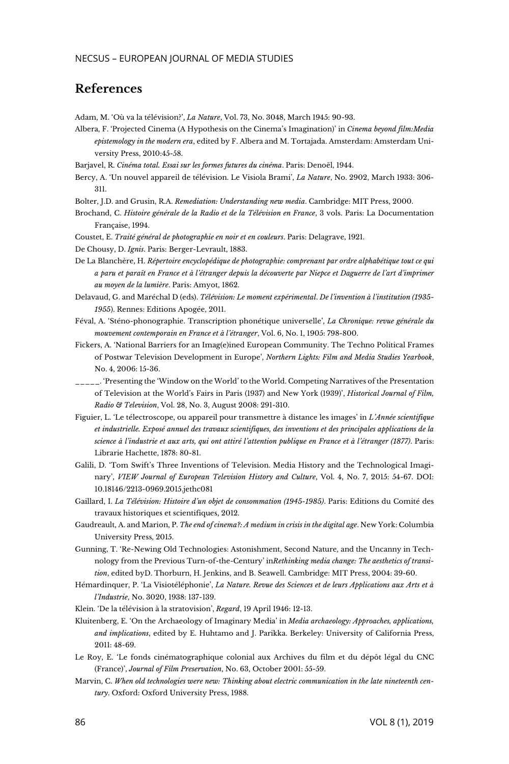## References

Adam, M. 'Où va la télévision?', *La Nature*, Vol. 73, No. 3048, March 1945: 90-93.

Albera, F. 'Projected Cinema (A Hypothesis on the Cinema's Imagination)' in *Cinema beyond film:Media epistemology in the modern era*, edited by F. Albera and M. Tortajada. Amsterdam: Amsterdam University Press, 2010:45-58.

Barjavel, R. *Cinéma total. Essai sur les formes futures du cinéma*. Paris: Denoël, 1944.

Bercy, A. 'Un nouvel appareil de télévision. Le Visiola Brami', *La Nature*, No. 2902, March 1933: 306-311.

Bolter, J.D. and Grusin, R.A. *Remediation: Understanding new media*. Cambridge: MIT Press, 2000.

Brochand, C. *Histoire générale de la Radio et de la Télévision en France*, 3 vols. Paris: La Documentation Française, 1994.

Coustet, E. *Traité général de photographie en noir et en couleurs*. Paris: Delagrave, 1921.

De Chousy, D. *Ignis*. Paris: Berger-Levrault, 1883.

De La Blanchère, H. *Répertoire encyclopédique de photographie: comprenant par ordre alphabétique tout ce qui a paru et paraît en France et à l'étranger depuis la découverte par Niepce et Daguerre de l'art d'imprimer au moyen de la lumière*. Paris: Amyot, 1862.

Delavaud, G. and Maréchal D (eds). *Télévision: Le moment expérimental. De l'invention à l'institution (1935-1955*). Rennes: Editions Apogée, 2011.

Féval, A. 'Sténo-phonographie. Transcription phonétique universelle', *La Chronique: revue générale du mouvement contemporain en France et à l'étranger*, Vol. 6, No. 1, 1905: 798-800.

Fickers, A. 'National Barriers for an Imag(e)ined European Community. The Techno Political Frames of Postwar Television Development in Europe', *Northern Lights: Film and Media Studies Yearbook*, No. 4, 2006: 15-36.

_____. 'Presenting the 'Window on the World' to the World. Competing Narratives of the Presentation of Television at the World's Fairs in Paris (1937) and New York (1939)', *Historical Journal of Film, Radio & Television*, Vol. 28, No. 3, August 2008: 291-310.

Figuier, L. 'Le télectroscope, ou appareil pour transmettre à distance les images' in *L'Année scientifique et industrielle. Exposé annuel des travaux scientifiques, des inventions et des principales applications de la science à l'industrie et aux arts, qui ont attiré l'attention publique en France et à l'étranger (1877)*. Paris: Librarie Hachette, 1878: 80-81.

Galili, D. 'Tom Swift's Three Inventions of Television. Media History and the Technological Imaginary', *VIEW Journal of European Television History and Culture*, Vol. 4, No. 7, 2015: 54-67. DOI: 10.18146/2213-0969.2015.jethc081

Gaillard, I. *La Télévision: Histoire d'un objet de consommation (1945-1985)*. Paris: Editions du Comité des travaux historiques et scientifiques, 2012.

Gaudreault, A. and Marion, P. *The end of cinema?: A medium in crisis in the digital age*. New York: Columbia University Press, 2015.

Gunning, T. 'Re-Newing Old Technologies: Astonishment, Second Nature, and the Uncanny in Technology from the Previous Turn-of-the-Century' in*Rethinking media change: The aesthetics of transition*, edited byD. Thorburn, H. Jenkins, and B. Seawell. Cambridge: MIT Press, 2004: 39-60.

Hémardinquer, P. 'La Visiotéléphonie', *La Nature. Revue des Sciences et de leurs Applications aux Arts et à l'Industrie*, No. 3020, 1938: 137-139.

Klein. 'De la télévision à la stratovision', *Regard*, 19 April 1946: 12-13.

Kluitenberg, E. 'On the Archaeology of Imaginary Media' in *Media archaeology: Approaches, applications, and implications*, edited by E. Huhtamo and J. Parikka. Berkeley: University of California Press, 2011: 48-69.

Le Roy, E. 'Le fonds cinématographique colonial aux Archives du film et du dépôt légal du CNC (France)', *Journal of Film Preservation*, No. 63, October 2001: 55-59.

Marvin, C. *When old technologies were new: Thinking about electric communication in the late nineteenth century*. Oxford: Oxford University Press, 1988.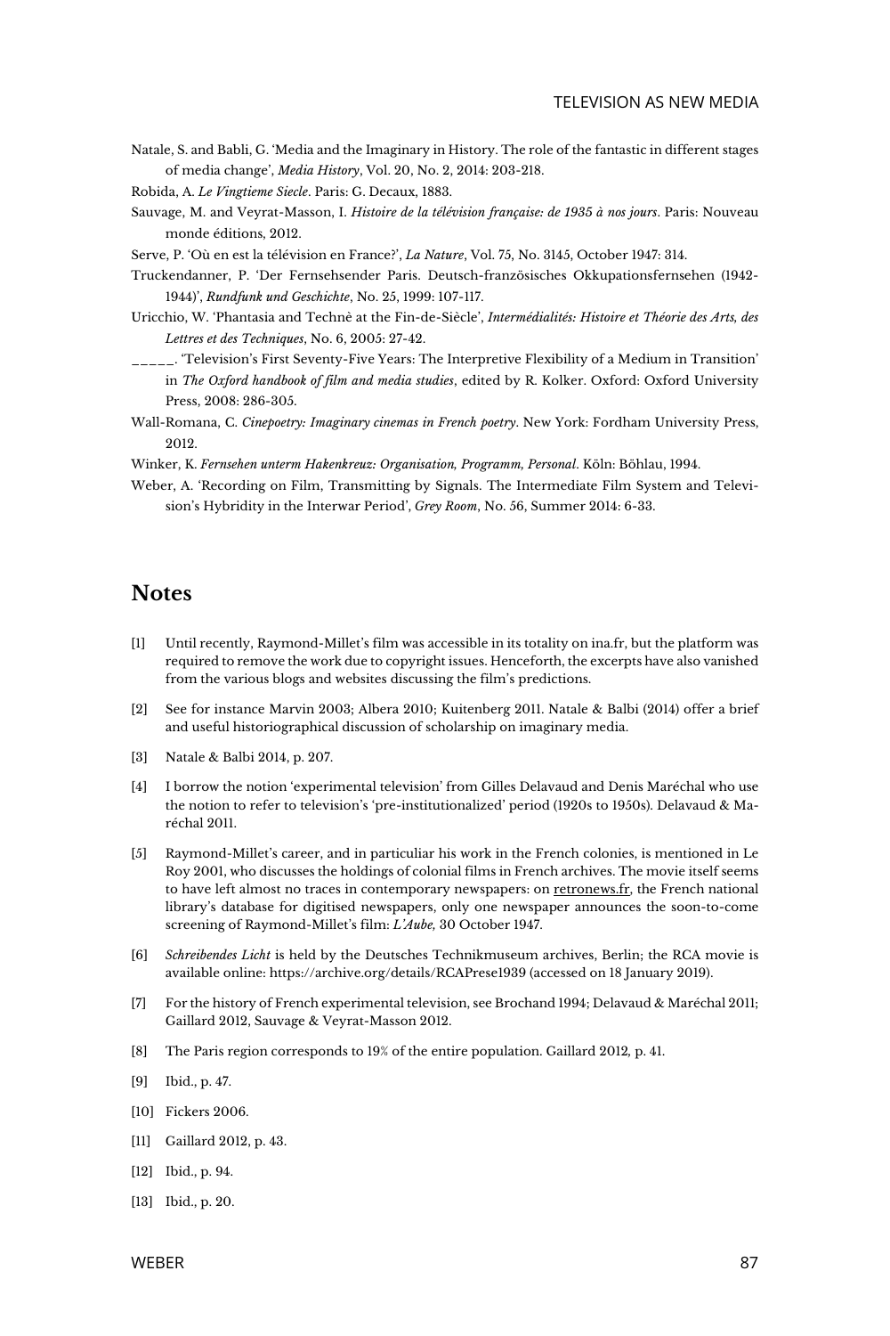Natale, S. and Babli, G. 'Media and the Imaginary in History. The role of the fantastic in different stages of media change', *Media History*, Vol. 20, No. 2, 2014: 203-218.

Robida, A. *Le Vingtieme Siecle*. Paris: G. Decaux, 1883.

Sauvage, M. and Veyrat-Masson, I. *Histoire de la télévision française: de 1935 à nos jours*. Paris: Nouveau monde éditions, 2012.

Serve, P. 'Où en est la télévision en France?', *La Nature*, Vol. 75, No. 3145, October 1947: 314.

Truckendanner, P. 'Der Fernsehsender Paris. Deutsch-französisches Okkupationsfernsehen (1942-1944)', *Rundfunk und Geschichte*, No. 25, 1999: 107-117.

Uricchio, W. 'Phantasia and Technè at the Fin-de-Siècle', *Intermédialités: Histoire et Théorie des Arts, des Lettres et des Techniques*, No. 6, 2005: 27-42.

_____. 'Television's First Seventy-Five Years: The Interpretive Flexibility of a Medium in Transition' in *The Oxford handbook of film and media studies*, edited by R. Kolker. Oxford: Oxford University Press, 2008: 286-305.

Wall-Romana, C. *Cinepoetry: Imaginary cinemas in French poetry*. New York: Fordham University Press, 2012.

Winker, K. *Fernsehen unterm Hakenkreuz: Organisation, Programm, Personal*. Köln: Böhlau, 1994.

Weber, A. 'Recording on Film, Transmitting by Signals. The Intermediate Film System and Television's Hybridity in the Interwar Period', *Grey Room*, No. 56, Summer 2014: 6-33.

## Notes

[1] Until recently, Raymond-Millet's film was accessible in its totality on ina.fr, but the platform was required to remove the work due to copyright issues. Henceforth, the excerpts have also vanished from the various blogs and websites discussing the film's predictions.

[2] See for instance Marvin 2003; Albera 2010; Kuitenberg 2011. Natale & Balbi (2014) offer a brief and useful historiographical discussion of scholarship on imaginary media.

[3] Natale & Balbi 2014, p. 207.

[4] I borrow the notion 'experimental television' from Gilles Delavaud and Denis Maréchal who use the notion to refer to television's 'pre-institutionalized' period (1920s to 1950s). Delavaud & Maréchal 2011.

[5] Raymond-Millet's career, and in particuliar his work in the French colonies, is mentioned in Le Roy 2001, who discusses the holdings of colonial films in French archives. The movie itself seems to have left almost no traces in contemporary newspapers: on retronews.fr, the French national library's database for digitised newspapers, only one newspaper announces the soon-to-come screening of Raymond-Millet's film: *L'Aube,* 30 October 1947.

[6] *Schreibendes Licht* is held by the Deutsches Technikmuseum archives, Berlin; the RCA movie is available online: https://archive.org/details/RCAPrese1939 (accessed on 18 January 2019).

[7] For the history of French experimental television, see Brochand 1994; Delavaud & Maréchal 2011; Gaillard 2012, Sauvage & Veyrat-Masson 2012.

[8] The Paris region corresponds to 19% of the entire population. Gaillard 2012, p. 41.

[9] Ibid., p. 47.

[10] Fickers 2006.

[11] Gaillard 2012, p. 43.

[12] Ibid., p. 94.

[13] Ibid., p. 20.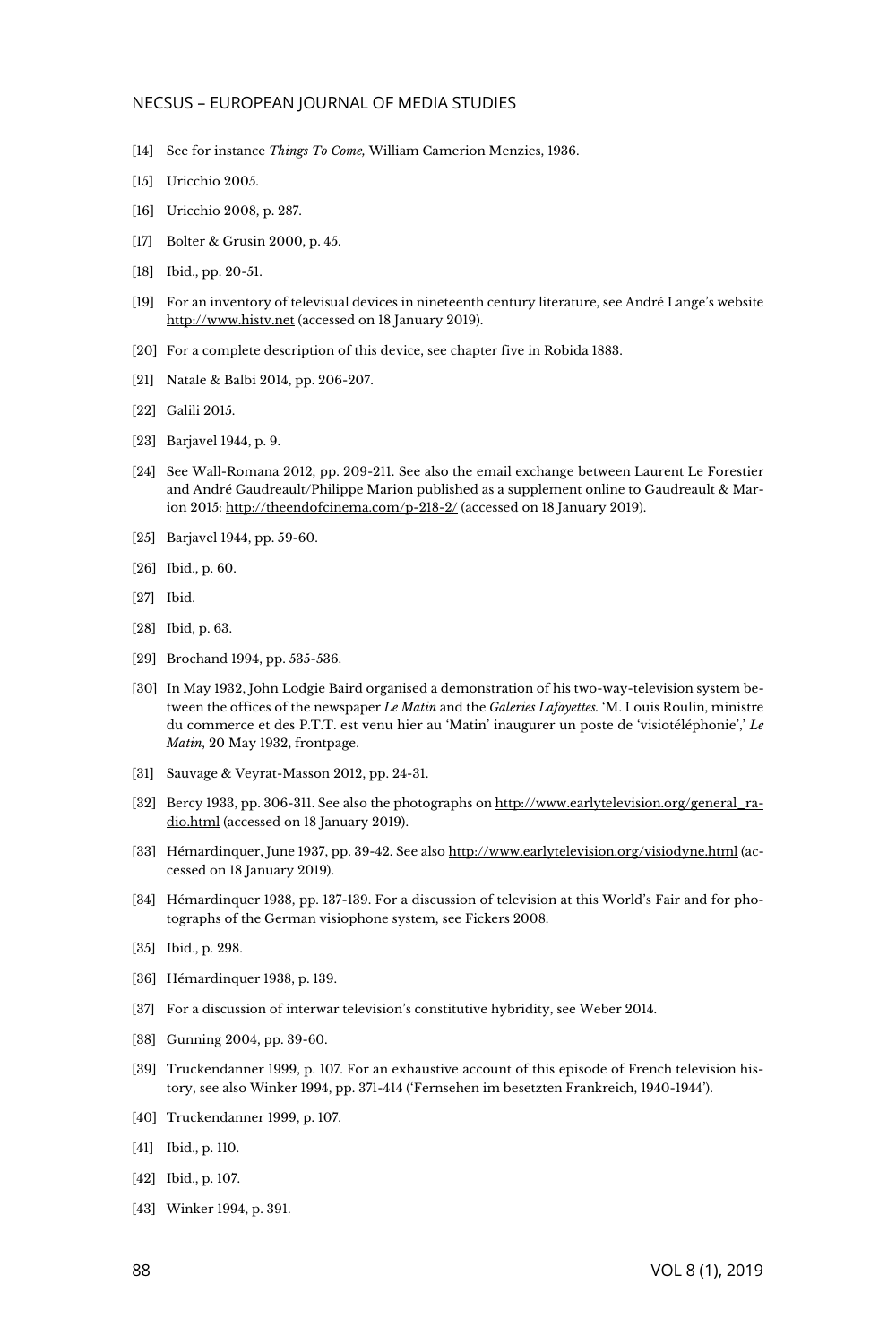[14] See for instance *Things To Come*, William Camerion Menzies, 1936.

[15] Uricchio 2005.

[16] Uricchio 2008, p. 287.

[17] Bolter & Grusin 2000, p. 45.

[18] Ibid., pp. 20-51.

[19] For an inventory of televisual devices in nineteenth century literature, see André Lange's website http://www.histv.net (accessed on 18 January 2019).

[20] For a complete description of this device, see chapter five in Robida 1883.

[21] Natale & Balbi 2014, pp. 206-207.

[22] Galili 2015.

[23] Barjavel 1944, p. 9.

[24] See Wall-Romana 2012, pp. 209-211. See also the email exchange between Laurent Le Forestier and André Gaudreault/Philippe Marion published as a supplement online to Gaudreault & Marion 2015: http://theendofcinema.com/p-218-2/ (accessed on 18 January 2019).

[25] Barjavel 1944, pp. 59-60.

[26] Ibid., p. 60.

[27] Ibid.

[28] Ibid, p. 63.

[29] Brochand 1994, pp. 535-536.

[30] In May 1932, John Lodgie Baird organised a demonstration of his two-way-television system between the offices of the newspaper *Le Matin* and the *Galeries Lafayettes*. 'M. Louis Roulin, ministre du commerce et des P.T.T. est venu hier au 'Matin' inaugurer un poste de 'visiotéléphonie',' *Le Matin*, 20 May 1932, frontpage.

[31] Sauvage & Veyrat-Masson 2012, pp. 24-31.

[32] Bercy 1933, pp. 306-311. See also the photographs on http://www.earlytelevision.org/general_radio.html (accessed on 18 January 2019).

[33] Hémardinquer, June 1937, pp. 39-42. See also http://www.earlytelevision.org/visiodyne.html (accessed on 18 January 2019).

[34] Hémardinquer 1938, pp. 137-139. For a discussion of television at this World's Fair and for photographs of the German visiophone system, see Fickers 2008.

[35] Ibid., p. 298.

[36] Hémardinquer 1938, p. 139.

[37] For a discussion of interwar television's constitutive hybridity, see Weber 2014.

[38] Gunning 2004, pp. 39-60.

[39] Truckendanner 1999, p. 107. For an exhaustive account of this episode of French television history, see also Winker 1994, pp. 371-414 ('Fernsehen im besetzten Frankreich, 1940-1944').

[40] Truckendanner 1999, p. 107.

[41] Ibid., p. 110.

[42] Ibid., p. 107.

[43] Winker 1994, p. 391.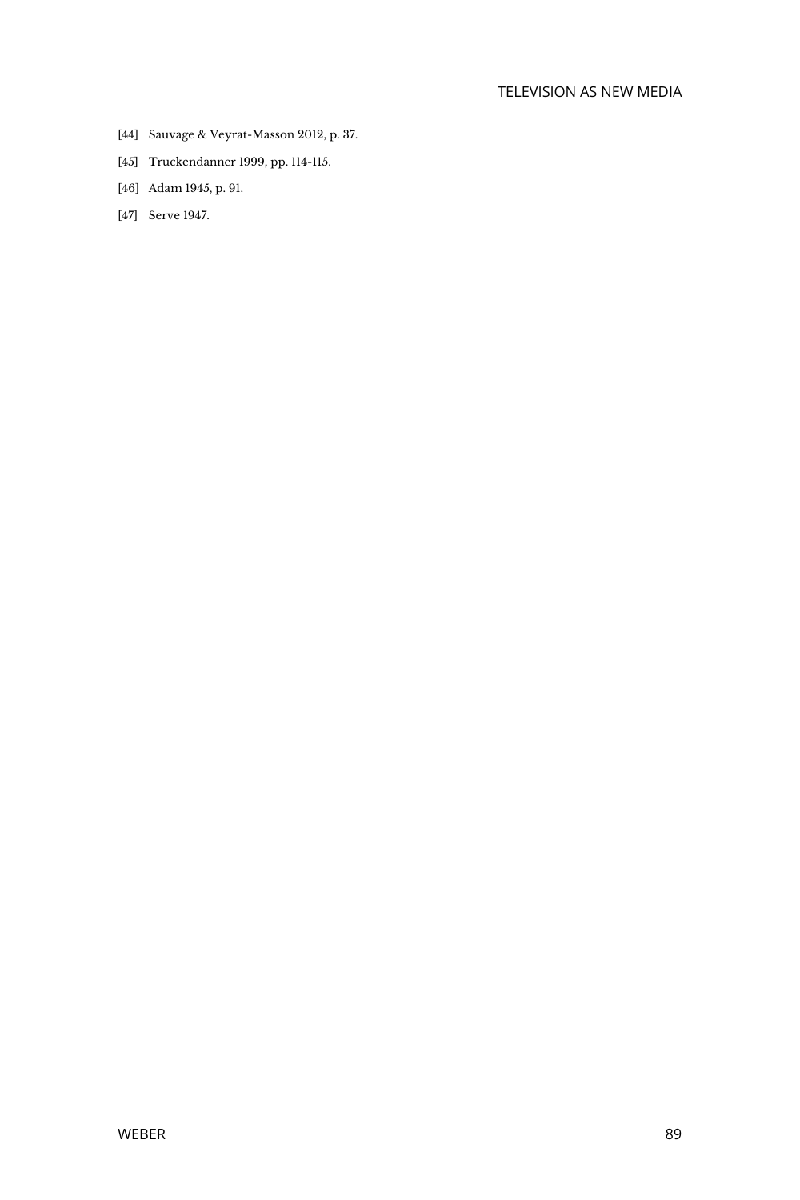[44] Sauvage & Veyrat-Masson 2012, p. 37.

[45] Truckendanner 1999, pp. 114-115.

[46] Adam 1945, p. 91.

[47] Serve 1947.